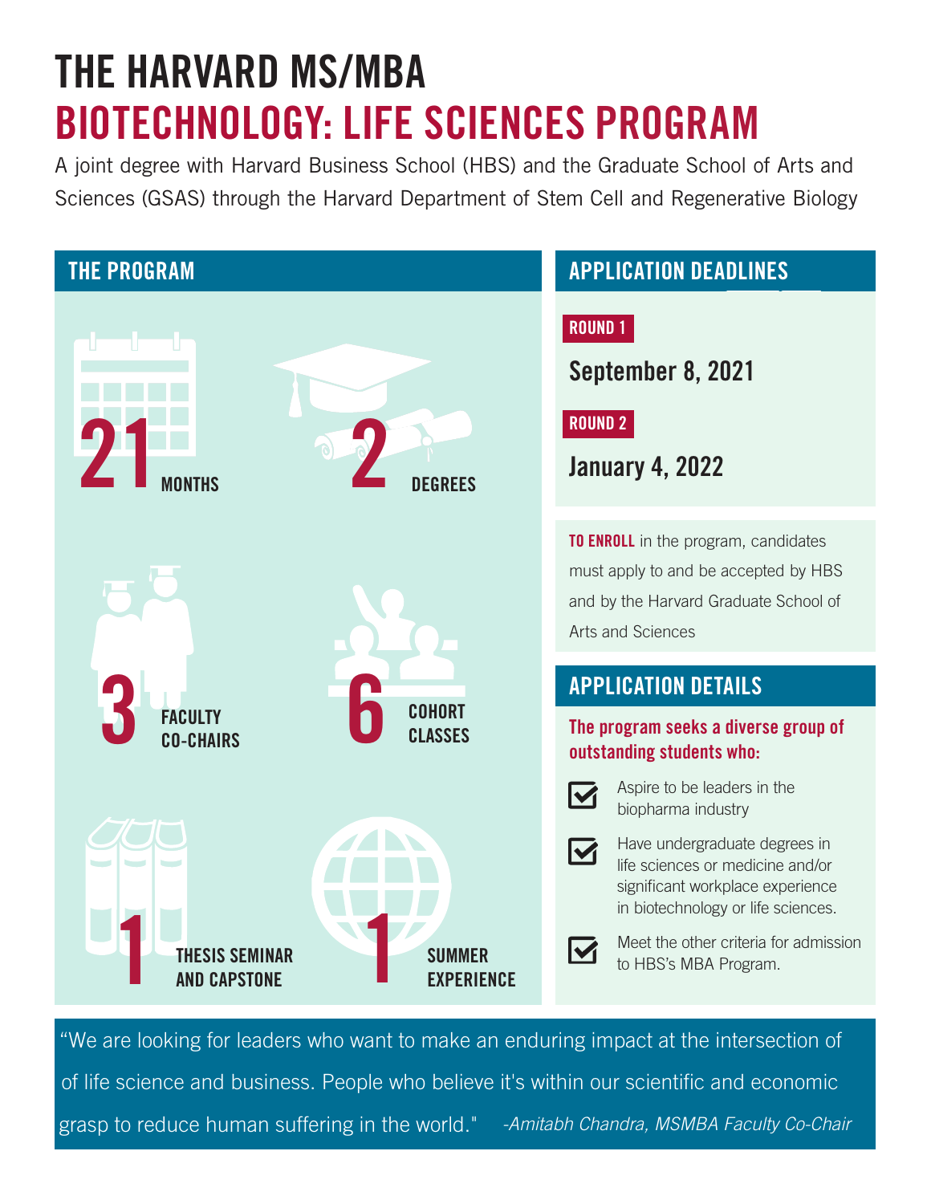# THE HARVARD MS/MBA

# BIOTECHNOLOGY: LIFE SCIENCES PROGRAM

A joint degree with Harvard Business School (HBS) and the Graduate School of Arts and Sciences (GSAS) through the Harvard Department of Stem Cell and Regenerative Biology

## THE PROGRAM

- **21** MONTHS
- **2** DEGREES
- **3** FACULTY CO-CHAIRS
- **6** COHORT CLASSES
- **1** THESIS SEMINAR AND CAPSTONE
- **1** SUMMER EXPERIENCE

## APPLICATION DEADLINES

**ROUND 1**

**September 8, 2021**

**ROUND 2**

**January 4, 2022**

**TO ENROLL** in the program, candidates must apply to and be accepted by HBS and by the Harvard Graduate School of Arts and Sciences

## APPLICATION DETAILS

**The program seeks a diverse group of outstanding students who:**

- Aspire to be leaders in the biopharma industry
- Have undergraduate degrees in life sciences or medicine and/or significant workplace experience in biotechnology or life sciences.
- Meet the other criteria for admission to HBS's MBA Program.

"We are looking for leaders who want to make an enduring impact at the intersection of of life science and business. People who believe it's within our scientific and economic grasp to reduce human suffering in the world." *-Amitabh Chandra, MSMBA Faculty Co-Chair*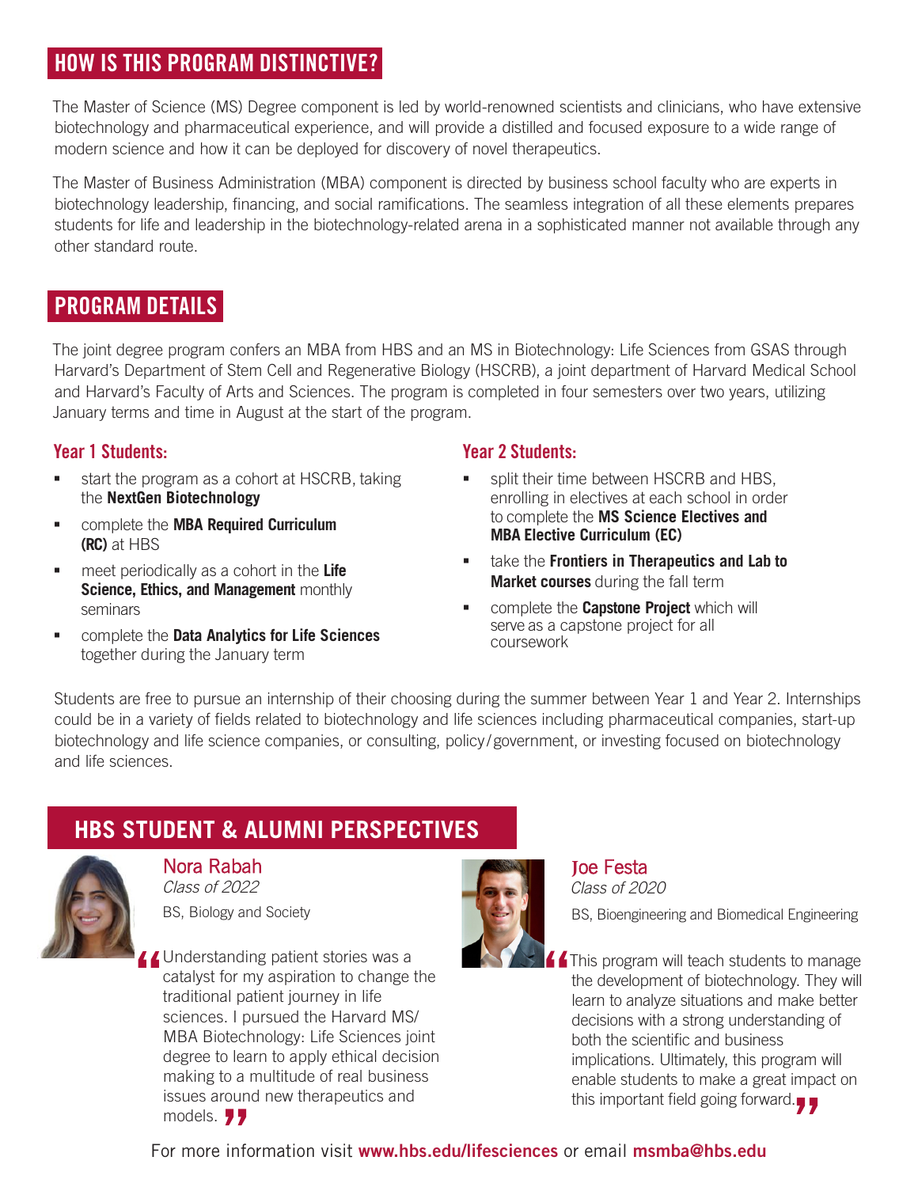## HOW IS THIS PROGRAM DISTINCTIVE?

The Master of Science (MS) Degree component is led by world-renowned scientists and clinicians, who have extensive biotechnology and pharmaceutical experience, and will provide a distilled and focused exposure to a wide range of modern science and how it can be deployed for discovery of novel therapeutics.

The Master of Business Administration (MBA) component is directed by business school faculty who are experts in biotechnology leadership, financing, and social ramifications. The seamless integration of all these elements prepares students for life and leadership in the biotechnology-related arena in a sophisticated manner not available through any other standard route.

## PROGRAM DETAILS

The joint degree program confers an MBA from HBS and an MS in Biotechnology: Life Sciences from GSAS through Harvard's Department of Stem Cell and Regenerative Biology (HSCRB), a joint department of Harvard Medical School and Harvard's Faculty of Arts and Sciences. The program is completed in four semesters over two years, utilizing January terms and time in August at the start of the program.

### Year 1 Students:

- start the program as a cohort at HSCRB, taking the **NextGen Biotechnology**
- complete the **MBA Required Curriculum (RC)** at HBS
- meet periodically as a cohort in the **Life Science, Ethics, and Management** monthly seminars
- complete the **Data Analytics for Life Sciences** together during the January term

### Year 2 Students:

- split their time between HSCRB and HBS, enrolling in electives at each school in order to complete the **MS Science Electives and MBA Elective Curriculum (EC)**
- take the **Frontiers in Therapeutics and Lab to Market courses** during the fall term
- complete the **Capstone Project** which will serve as a capstone project for all coursework

Students are free to pursue an internship of their choosing during the summer between Year 1 and Year 2. Internships could be in a variety of fields related to biotechnology and life sciences including pharmaceutical companies, start-up biotechnology and life science companies, or consulting, policy/government, or investing focused on biotechnology and life sciences.

## HBS STUDENT & ALUMNI PERSPECTIVES

**Nora Rabah**
*Class of 2022*
BS, Biology and Society

"Understanding patient stories was a catalyst for my aspiration to change the traditional patient journey in life sciences. I pursued the Harvard MS/MBA Biotechnology: Life Sciences joint degree to learn to apply ethical decision making to a multitude of real business issues around new therapeutics and models."

**Joe Festa**
*Class of 2020*
BS, Bioengineering and Biomedical Engineering

"This program will teach students to manage the development of biotechnology. They will learn to analyze situations and make better decisions with a strong understanding of both the scientific and business implications. Ultimately, this program will enable students to make a great impact on this important field going forward."

For more information visit **www.hbs.edu/lifesciences** or email **msmba@hbs.edu**